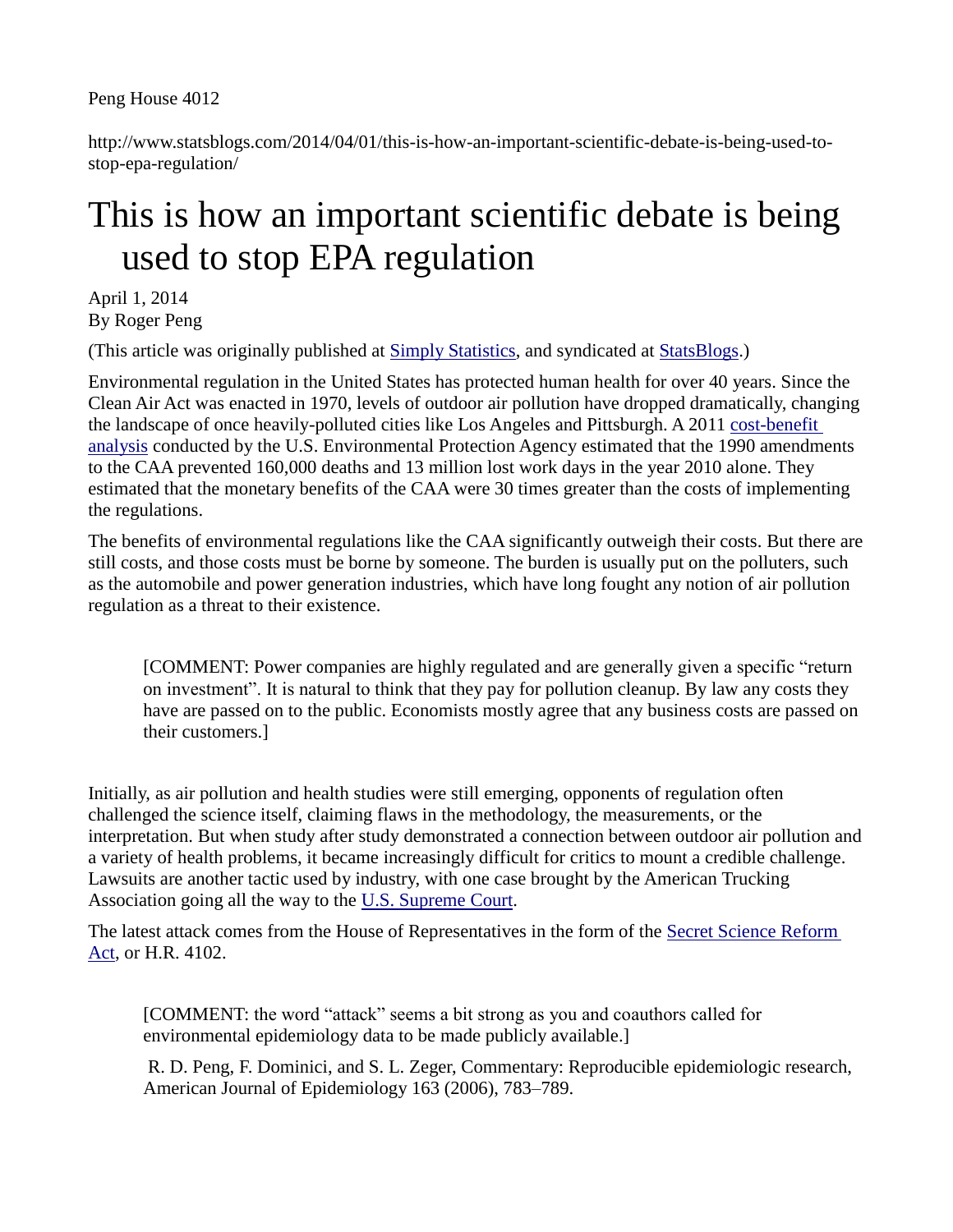Peng House 4012

http://www.statsblogs.com/2014/04/01/this-is-how-an-important-scientific-debate-is-being-used-to-stop-epa-regulation/

# This is how an important scientific debate is being used to stop EPA regulation

April 1, 2014
By Roger Peng

(This article was originally published at Simply Statistics, and syndicated at StatsBlogs.)

Environmental regulation in the United States has protected human health for over 40 years. Since the Clean Air Act was enacted in 1970, levels of outdoor air pollution have dropped dramatically, changing the landscape of once heavily-polluted cities like Los Angeles and Pittsburgh. A 2011 cost-benefit analysis conducted by the U.S. Environmental Protection Agency estimated that the 1990 amendments to the CAA prevented 160,000 deaths and 13 million lost work days in the year 2010 alone. They estimated that the monetary benefits of the CAA were 30 times greater than the costs of implementing the regulations.

The benefits of environmental regulations like the CAA significantly outweigh their costs. But there are still costs, and those costs must be borne by someone. The burden is usually put on the polluters, such as the automobile and power generation industries, which have long fought any notion of air pollution regulation as a threat to their existence.

> [COMMENT: Power companies are highly regulated and are generally given a specific "return on investment". It is natural to think that they pay for pollution cleanup. By law any costs they have are passed on to the public. Economists mostly agree that any business costs are passed on their customers.]

Initially, as air pollution and health studies were still emerging, opponents of regulation often challenged the science itself, claiming flaws in the methodology, the measurements, or the interpretation. But when study after study demonstrated a connection between outdoor air pollution and a variety of health problems, it became increasingly difficult for critics to mount a credible challenge. Lawsuits are another tactic used by industry, with one case brought by the American Trucking Association going all the way to the U.S. Supreme Court.

The latest attack comes from the House of Representatives in the form of the Secret Science Reform Act, or H.R. 4102.

> [COMMENT: the word "attack" seems a bit strong as you and coauthors called for environmental epidemiology data to be made publicly available.]
>
> R. D. Peng, F. Dominici, and S. L. Zeger, Commentary: Reproducible epidemiologic research, American Journal of Epidemiology 163 (2006), 783–789.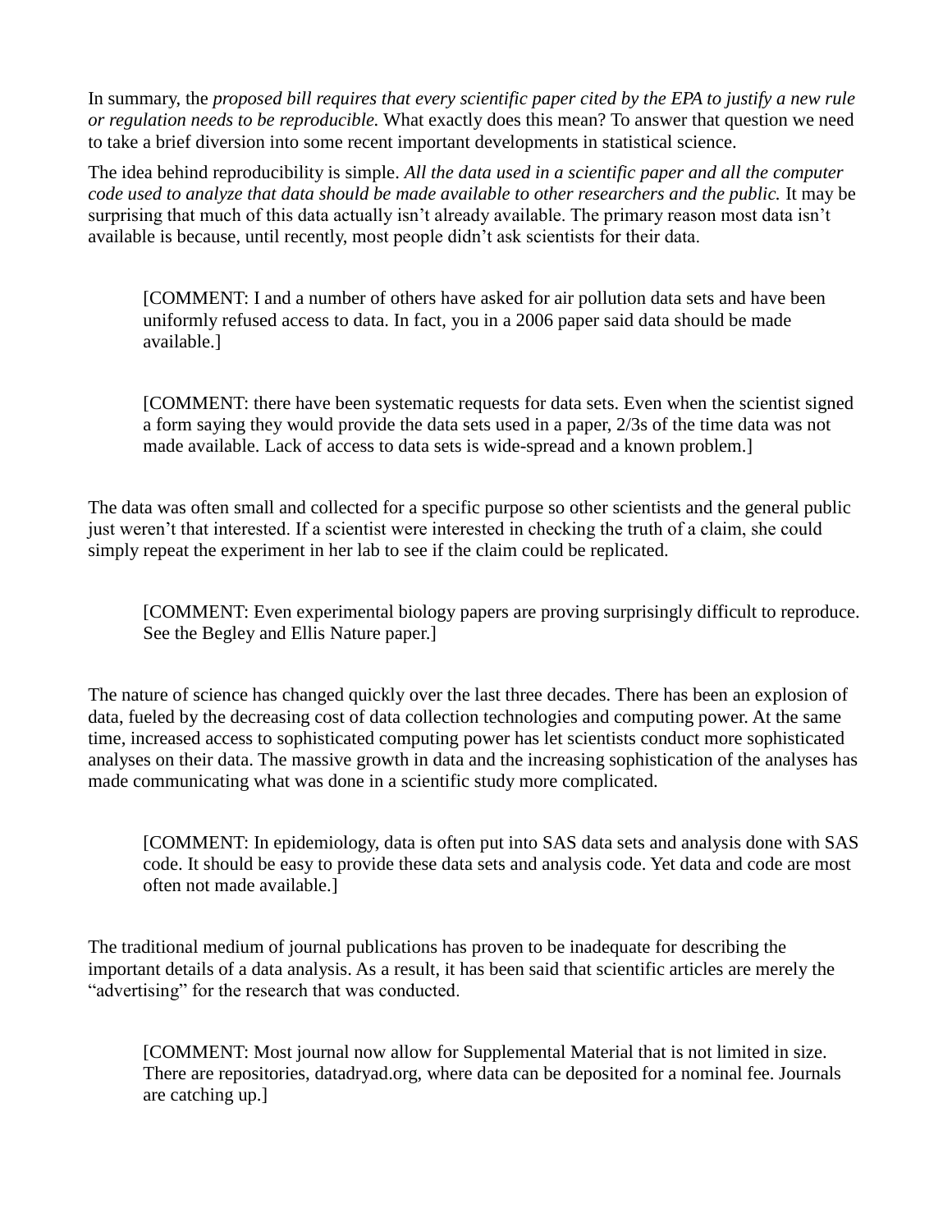In summary, the *proposed bill requires that every scientific paper cited by the EPA to justify a new rule or regulation needs to be reproducible.* What exactly does this mean? To answer that question we need to take a brief diversion into some recent important developments in statistical science.

The idea behind reproducibility is simple. *All the data used in a scientific paper and all the computer code used to analyze that data should be made available to other researchers and the public.* It may be surprising that much of this data actually isn't already available. The primary reason most data isn't available is because, until recently, most people didn't ask scientists for their data.

> [COMMENT: I and a number of others have asked for air pollution data sets and have been uniformly refused access to data. In fact, you in a 2006 paper said data should be made available.]

> [COMMENT: there have been systematic requests for data sets. Even when the scientist signed a form saying they would provide the data sets used in a paper, 2/3s of the time data was not made available. Lack of access to data sets is wide-spread and a known problem.]

The data was often small and collected for a specific purpose so other scientists and the general public just weren't that interested. If a scientist were interested in checking the truth of a claim, she could simply repeat the experiment in her lab to see if the claim could be replicated.

> [COMMENT: Even experimental biology papers are proving surprisingly difficult to reproduce. See the Begley and Ellis Nature paper.]

The nature of science has changed quickly over the last three decades. There has been an explosion of data, fueled by the decreasing cost of data collection technologies and computing power. At the same time, increased access to sophisticated computing power has let scientists conduct more sophisticated analyses on their data. The massive growth in data and the increasing sophistication of the analyses has made communicating what was done in a scientific study more complicated.

> [COMMENT: In epidemiology, data is often put into SAS data sets and analysis done with SAS code. It should be easy to provide these data sets and analysis code. Yet data and code are most often not made available.]

The traditional medium of journal publications has proven to be inadequate for describing the important details of a data analysis. As a result, it has been said that scientific articles are merely the "advertising" for the research that was conducted.

> [COMMENT: Most journal now allow for Supplemental Material that is not limited in size. There are repositories, datadryad.org, where data can be deposited for a nominal fee. Journals are catching up.]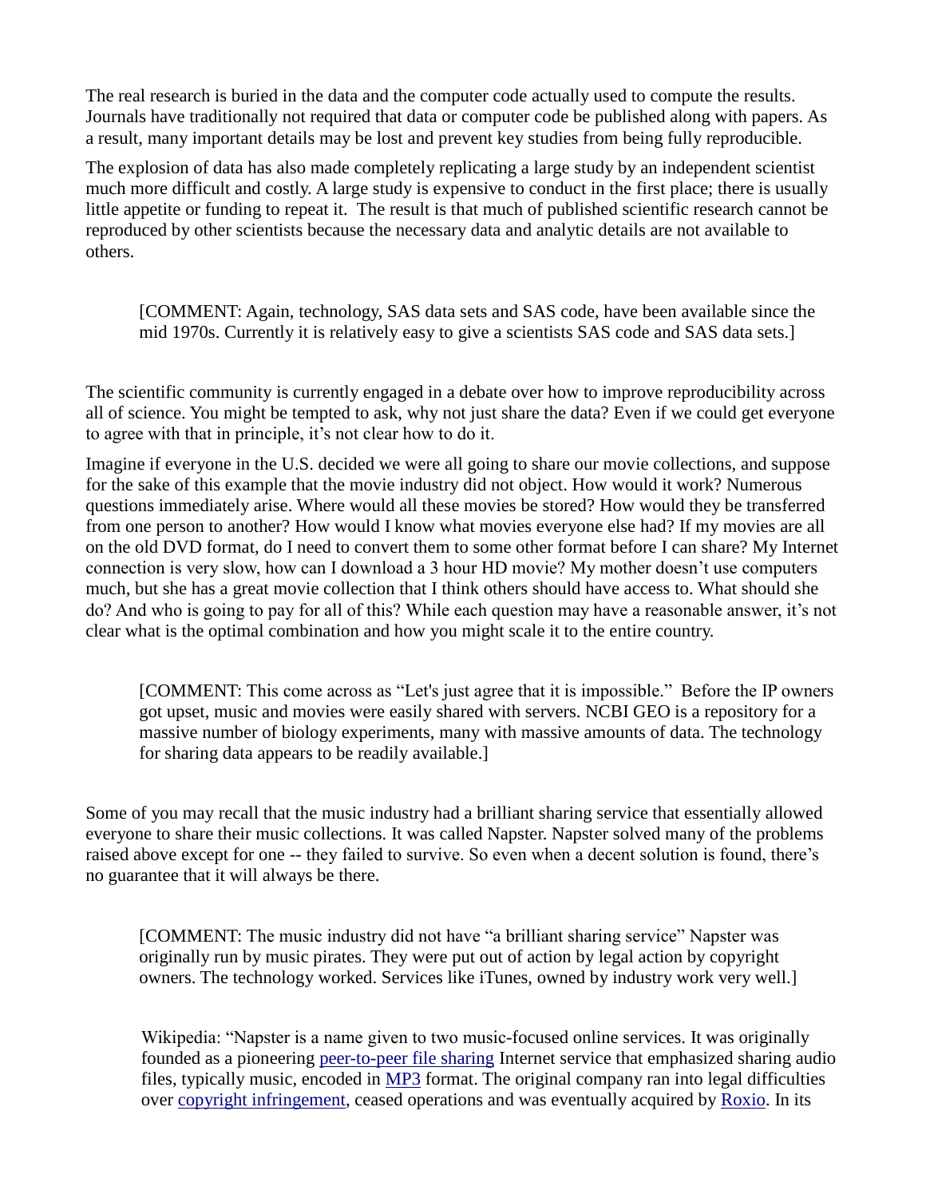The real research is buried in the data and the computer code actually used to compute the results. Journals have traditionally not required that data or computer code be published along with papers. As a result, many important details may be lost and prevent key studies from being fully reproducible.

The explosion of data has also made completely replicating a large study by an independent scientist much more difficult and costly. A large study is expensive to conduct in the first place; there is usually little appetite or funding to repeat it. The result is that much of published scientific research cannot be reproduced by other scientists because the necessary data and analytic details are not available to others.

> [COMMENT: Again, technology, SAS data sets and SAS code, have been available since the mid 1970s. Currently it is relatively easy to give a scientists SAS code and SAS data sets.]

The scientific community is currently engaged in a debate over how to improve reproducibility across all of science. You might be tempted to ask, why not just share the data? Even if we could get everyone to agree with that in principle, it's not clear how to do it.

Imagine if everyone in the U.S. decided we were all going to share our movie collections, and suppose for the sake of this example that the movie industry did not object. How would it work? Numerous questions immediately arise. Where would all these movies be stored? How would they be transferred from one person to another? How would I know what movies everyone else had? If my movies are all on the old DVD format, do I need to convert them to some other format before I can share? My Internet connection is very slow, how can I download a 3 hour HD movie? My mother doesn't use computers much, but she has a great movie collection that I think others should have access to. What should she do? And who is going to pay for all of this? While each question may have a reasonable answer, it's not clear what is the optimal combination and how you might scale it to the entire country.

> [COMMENT: This come across as "Let's just agree that it is impossible." Before the IP owners got upset, music and movies were easily shared with servers. NCBI GEO is a repository for a massive number of biology experiments, many with massive amounts of data. The technology for sharing data appears to be readily available.]

Some of you may recall that the music industry had a brilliant sharing service that essentially allowed everyone to share their music collections. It was called Napster. Napster solved many of the problems raised above except for one -- they failed to survive. So even when a decent solution is found, there's no guarantee that it will always be there.

> [COMMENT: The music industry did not have "a brilliant sharing service" Napster was originally run by music pirates. They were put out of action by legal action by copyright owners. The technology worked. Services like iTunes, owned by industry work very well.]

> Wikipedia: "Napster is a name given to two music-focused online services. It was originally founded as a pioneering peer-to-peer file sharing Internet service that emphasized sharing audio files, typically music, encoded in MP3 format. The original company ran into legal difficulties over copyright infringement, ceased operations and was eventually acquired by Roxio. In its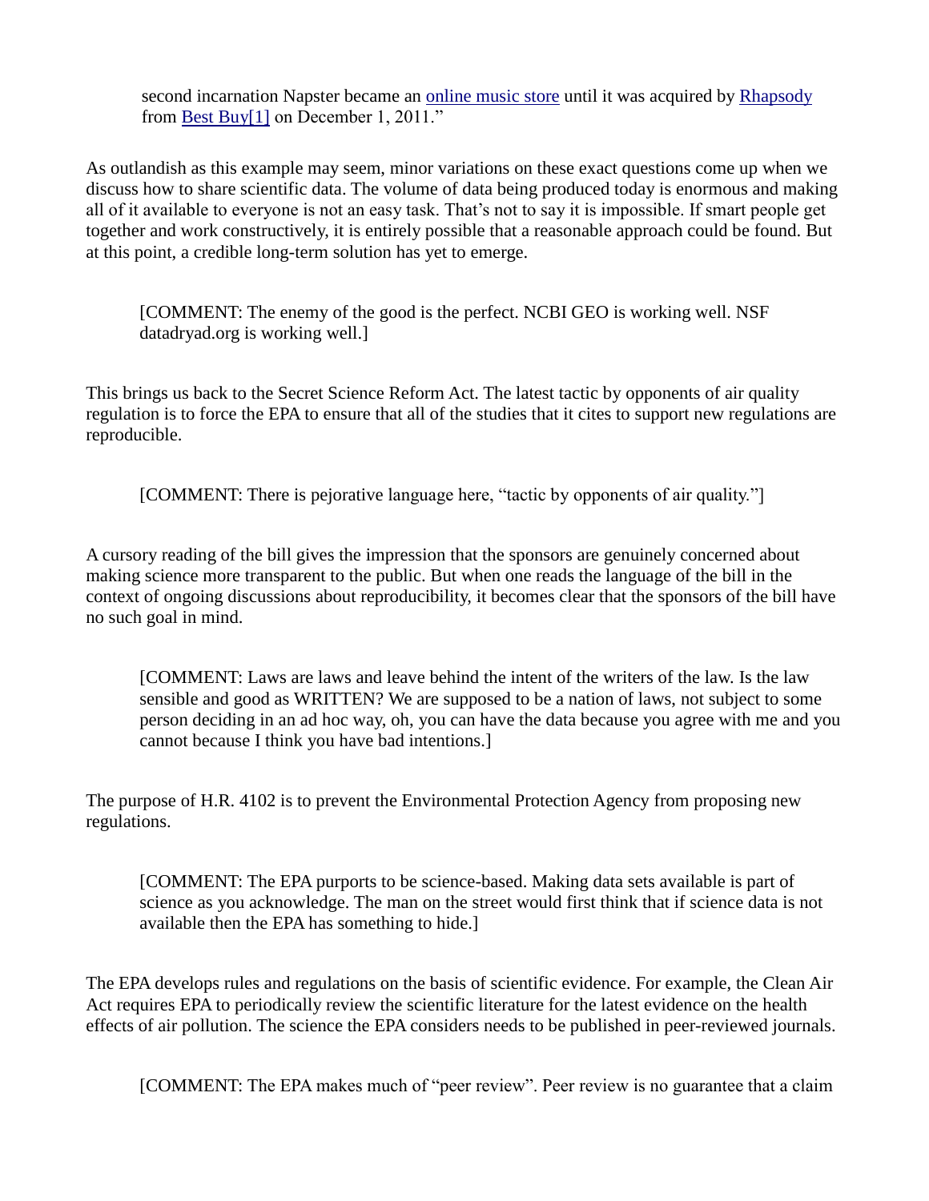second incarnation Napster became an [online music store](#) until it was acquired by [Rhapsody](#) from [Best Buy[1]](#) on December 1, 2011."

As outlandish as this example may seem, minor variations on these exact questions come up when we discuss how to share scientific data. The volume of data being produced today is enormous and making all of it available to everyone is not an easy task. That's not to say it is impossible. If smart people get together and work constructively, it is entirely possible that a reasonable approach could be found. But at this point, a credible long-term solution has yet to emerge.

> [COMMENT: The enemy of the good is the perfect. NCBI GEO is working well. NSF datadryad.org is working well.]

This brings us back to the Secret Science Reform Act. The latest tactic by opponents of air quality regulation is to force the EPA to ensure that all of the studies that it cites to support new regulations are reproducible.

> [COMMENT: There is pejorative language here, "tactic by opponents of air quality."]

A cursory reading of the bill gives the impression that the sponsors are genuinely concerned about making science more transparent to the public. But when one reads the language of the bill in the context of ongoing discussions about reproducibility, it becomes clear that the sponsors of the bill have no such goal in mind.

> [COMMENT: Laws are laws and leave behind the intent of the writers of the law. Is the law sensible and good as WRITTEN? We are supposed to be a nation of laws, not subject to some person deciding in an ad hoc way, oh, you can have the data because you agree with me and you cannot because I think you have bad intentions.]

The purpose of H.R. 4102 is to prevent the Environmental Protection Agency from proposing new regulations.

> [COMMENT: The EPA purports to be science-based. Making data sets available is part of science as you acknowledge. The man on the street would first think that if science data is not available then the EPA has something to hide.]

The EPA develops rules and regulations on the basis of scientific evidence. For example, the Clean Air Act requires EPA to periodically review the scientific literature for the latest evidence on the health effects of air pollution. The science the EPA considers needs to be published in peer-reviewed journals.

> [COMMENT: The EPA makes much of "peer review". Peer review is no guarantee that a claim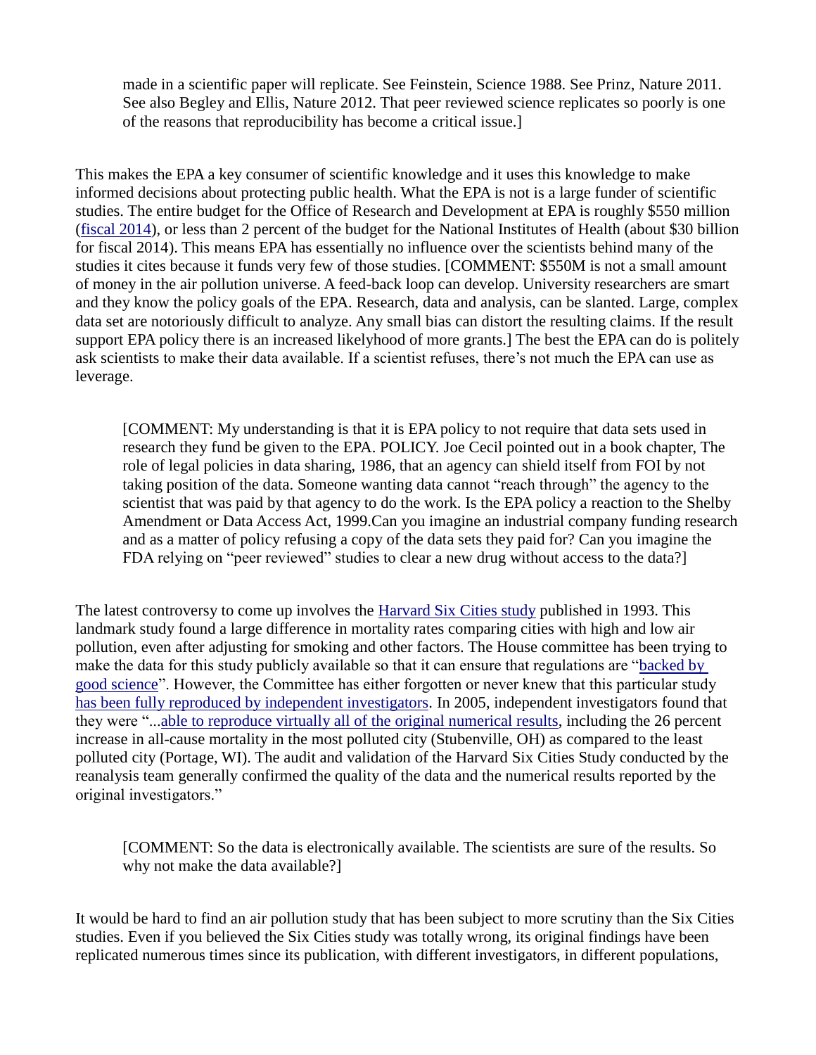made in a scientific paper will replicate. See Feinstein, Science 1988. See Prinz, Nature 2011. See also Begley and Ellis, Nature 2012. That peer reviewed science replicates so poorly is one of the reasons that reproducibility has become a critical issue.]

This makes the EPA a key consumer of scientific knowledge and it uses this knowledge to make informed decisions about protecting public health. What the EPA is not is a large funder of scientific studies. The entire budget for the Office of Research and Development at EPA is roughly $550 million (fiscal 2014), or less than 2 percent of the budget for the National Institutes of Health (about $30 billion for fiscal 2014). This means EPA has essentially no influence over the scientists behind many of the studies it cites because it funds very few of those studies. [COMMENT: $550M is not a small amount of money in the air pollution universe. A feed-back loop can develop. University researchers are smart and they know the policy goals of the EPA. Research, data and analysis, can be slanted. Large, complex data set are notoriously difficult to analyze. Any small bias can distort the resulting claims. If the result support EPA policy there is an increased likelyhood of more grants.] The best the EPA can do is politely ask scientists to make their data available. If a scientist refuses, there's not much the EPA can use as leverage.

> [COMMENT: My understanding is that it is EPA policy to not require that data sets used in research they fund be given to the EPA. POLICY. Joe Cecil pointed out in a book chapter, The role of legal policies in data sharing, 1986, that an agency can shield itself from FOI by not taking position of the data. Someone wanting data cannot "reach through" the agency to the scientist that was paid by that agency to do the work. Is the EPA policy a reaction to the Shelby Amendment or Data Access Act, 1999.Can you imagine an industrial company funding research and as a matter of policy refusing a copy of the data sets they paid for? Can you imagine the FDA relying on "peer reviewed" studies to clear a new drug without access to the data?]

The latest controversy to come up involves the Harvard Six Cities study published in 1993. This landmark study found a large difference in mortality rates comparing cities with high and low air pollution, even after adjusting for smoking and other factors. The House committee has been trying to make the data for this study publicly available so that it can ensure that regulations are "backed by good science". However, the Committee has either forgotten or never knew that this particular study has been fully reproduced by independent investigators. In 2005, independent investigators found that they were "...able to reproduce virtually all of the original numerical results, including the 26 percent increase in all-cause mortality in the most polluted city (Stubenville, OH) as compared to the least polluted city (Portage, WI). The audit and validation of the Harvard Six Cities Study conducted by the reanalysis team generally confirmed the quality of the data and the numerical results reported by the original investigators."

> [COMMENT: So the data is electronically available. The scientists are sure of the results. So why not make the data available?]

It would be hard to find an air pollution study that has been subject to more scrutiny than the Six Cities studies. Even if you believed the Six Cities study was totally wrong, its original findings have been replicated numerous times since its publication, with different investigators, in different populations,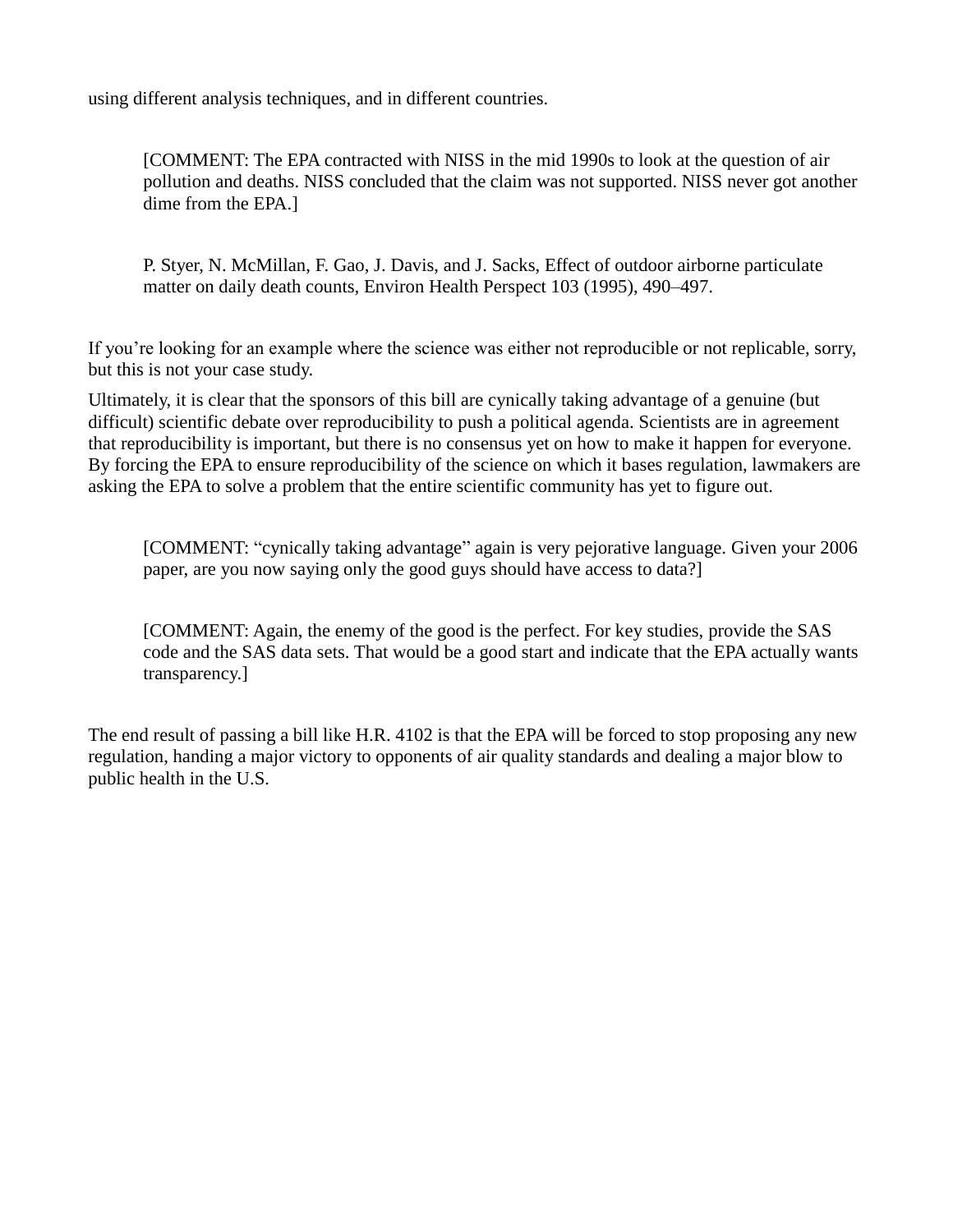using different analysis techniques, and in different countries.

> [COMMENT: The EPA contracted with NISS in the mid 1990s to look at the question of air pollution and deaths. NISS concluded that the claim was not supported. NISS never got another dime from the EPA.]

> P. Styer, N. McMillan, F. Gao, J. Davis, and J. Sacks, Effect of outdoor airborne particulate matter on daily death counts, Environ Health Perspect 103 (1995), 490–497.

If you're looking for an example where the science was either not reproducible or not replicable, sorry, but this is not your case study.

Ultimately, it is clear that the sponsors of this bill are cynically taking advantage of a genuine (but difficult) scientific debate over reproducibility to push a political agenda. Scientists are in agreement that reproducibility is important, but there is no consensus yet on how to make it happen for everyone. By forcing the EPA to ensure reproducibility of the science on which it bases regulation, lawmakers are asking the EPA to solve a problem that the entire scientific community has yet to figure out.

> [COMMENT: "cynically taking advantage" again is very pejorative language. Given your 2006 paper, are you now saying only the good guys should have access to data?]

> [COMMENT: Again, the enemy of the good is the perfect. For key studies, provide the SAS code and the SAS data sets. That would be a good start and indicate that the EPA actually wants transparency.]

The end result of passing a bill like H.R. 4102 is that the EPA will be forced to stop proposing any new regulation, handing a major victory to opponents of air quality standards and dealing a major blow to public health in the U.S.